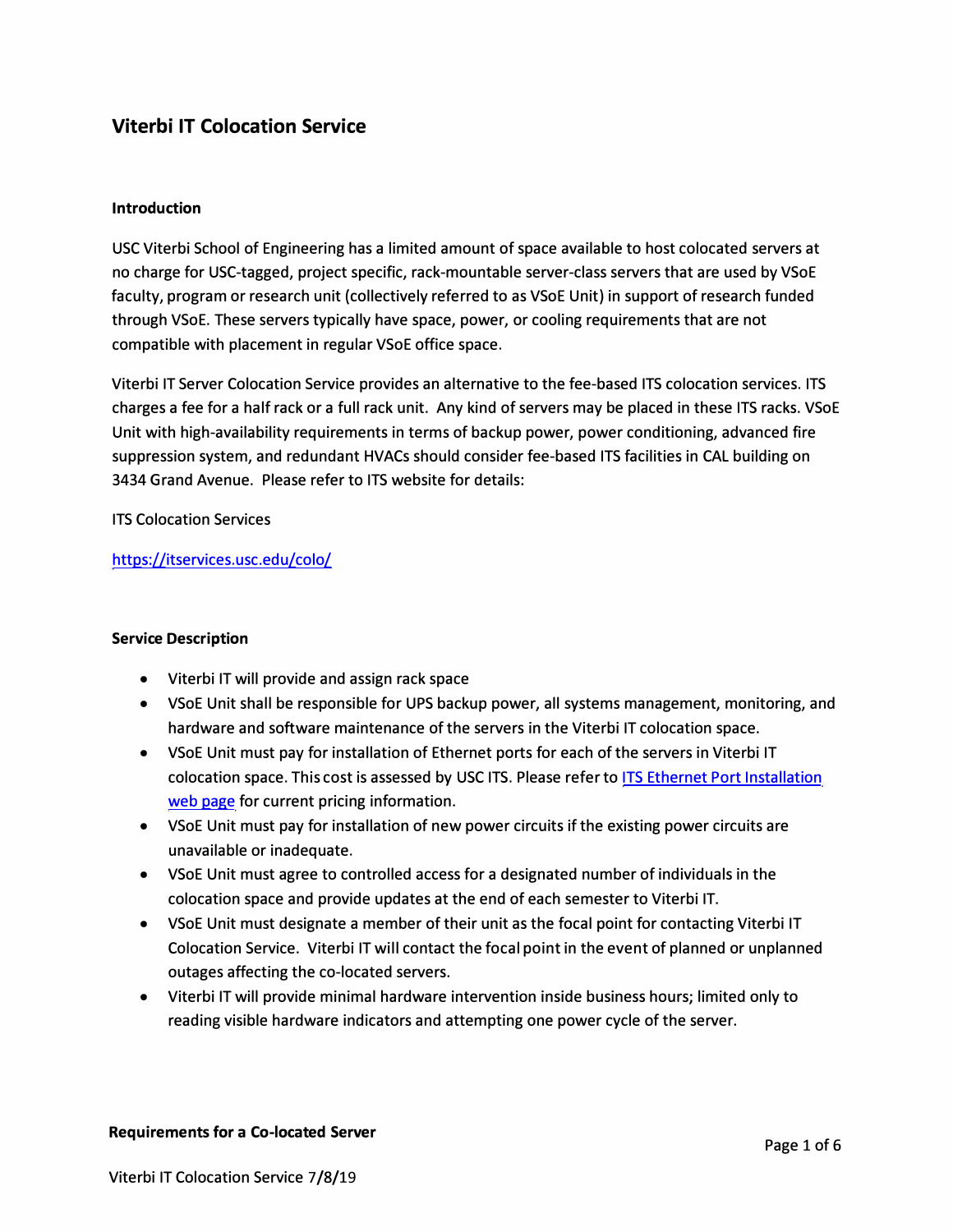# Viterbi IT Colocation Service

## Introduction

USC Viterbi School of Engineering has a limited amount of space available to host colocated servers at no charge for USC-tagged, project specific, rack-mountable server-class servers that are used by VSoE faculty, program or research unit (collectively referred to as VSoE Unit) in support of research funded through VSoE. These servers typically have space, power, or cooling requirements that are not compatible with placement in regular VSoE office space.

Viterbi IT Server Colocation Service provides an alternative to the fee-based ITS colocation services. ITS charges a fee for a half rack or a full rack unit. Any kind of servers may be placed in these ITS racks. VSoE Unit with high-availability requirements in terms of backup power, power conditioning, advanced fire suppression system, and redundant HVACs should consider fee-based ITS facilities in CAL building on 3434 Grand Avenue. Please refer to ITS website for details:

ITS Colocation Services

[https://itservices.usc.edu/colo/](https://itservices.usc.edu/colo/)

## Service Description

- Viterbi IT will provide and assign rack space
- VSoE Unit shall be responsible for UPS backup power, all systems management, monitoring, and hardware and software maintenance of the servers in the Viterbi IT colocation space.
- VSoE Unit must pay for installation of Ethernet ports for each of the servers in Viterbi IT colocation space. This cost is assessed by USC ITS. Please refer to ITS Ethernet Port Installation web page for current pricing information.
- VSoE Unit must pay for installation of new power circuits if the existing power circuits are unavailable or inadequate.
- VSoE Unit must agree to controlled access for a designated number of individuals in the colocation space and provide updates at the end of each semester to Viterbi IT.
- VSoE Unit must designate a member of their unit as the focal point for contacting Viterbi IT Colocation Service. Viterbi IT will contact the focal point in the event of planned or unplanned outages affecting the co-located servers.
- Viterbi IT will provide minimal hardware intervention inside business hours; limited only to reading visible hardware indicators and attempting one power cycle of the server.

## Requirements for a Co-located Server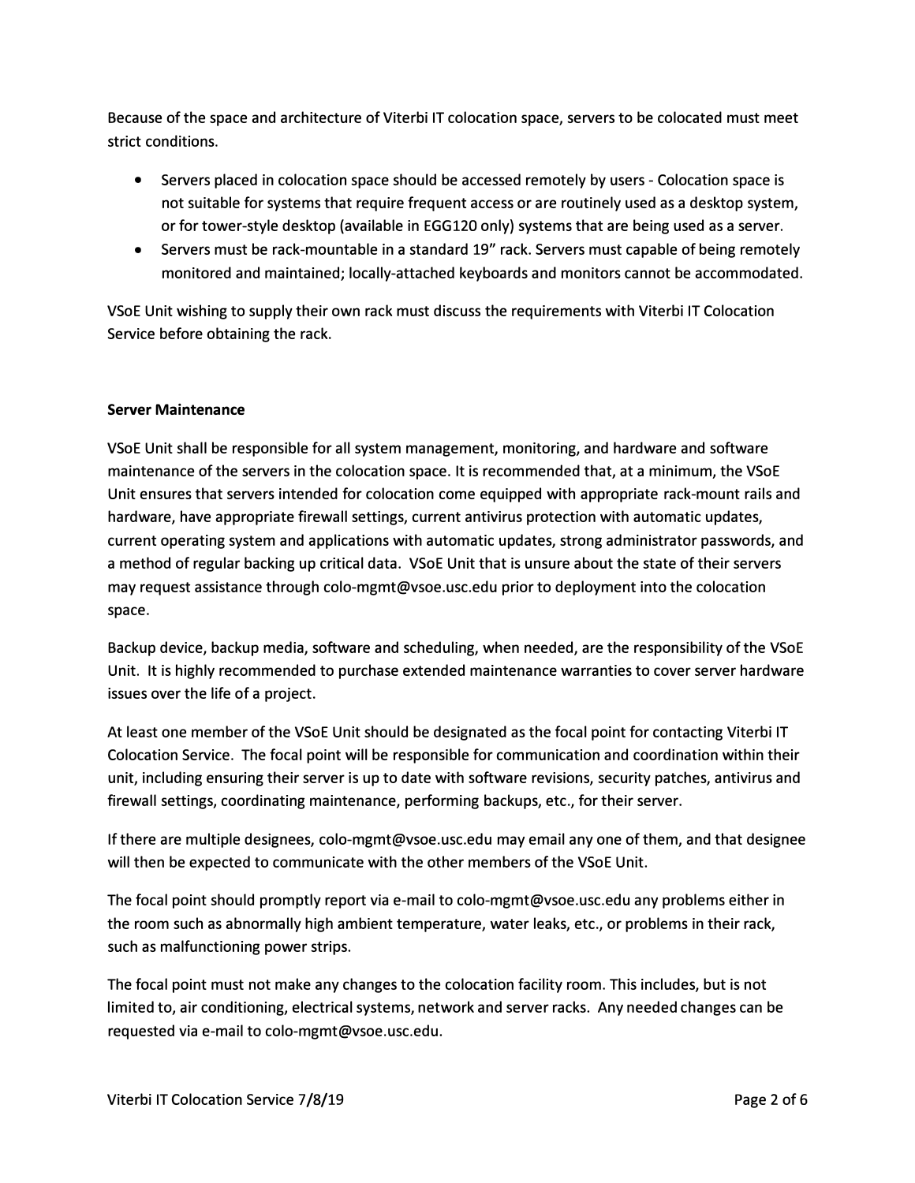Because of the space and architecture of Viterbi IT colocation space, servers to be colocated must meet strict conditions.

- Servers placed in colocation space should be accessed remotely by users - Colocation space is not suitable for systems that require frequent access or are routinely used as a desktop system, or for tower-style desktop (available in EGG120 only) systems that are being used as a server.
- Servers must be rack-mountable in a standard 19" rack. Servers must capable of being remotely monitored and maintained; locally-attached keyboards and monitors cannot be accommodated.

VSoE Unit wishing to supply their own rack must discuss the requirements with Viterbi IT Colocation Service before obtaining the rack.

**Server Maintenance**

VSoE Unit shall be responsible for all system management, monitoring, and hardware and software maintenance of the servers in the colocation space. It is recommended that, at a minimum, the VSoE Unit ensures that servers intended for colocation come equipped with appropriate rack-mount rails and hardware, have appropriate firewall settings, current antivirus protection with automatic updates, current operating system and applications with automatic updates, strong administrator passwords, and a method of regular backing up critical data. VSoE Unit that is unsure about the state of their servers may request assistance through colo-mgmt@vsoe.usc.edu prior to deployment into the colocation space.

Backup device, backup media, software and scheduling, when needed, are the responsibility of the VSoE Unit. It is highly recommended to purchase extended maintenance warranties to cover server hardware issues over the life of a project.

At least one member of the VSoE Unit should be designated as the focal point for contacting Viterbi IT Colocation Service. The focal point will be responsible for communication and coordination within their unit, including ensuring their server is up to date with software revisions, security patches, antivirus and firewall settings, coordinating maintenance, performing backups, etc., for their server.

If there are multiple designees, colo-mgmt@vsoe.usc.edu may email any one of them, and that designee will then be expected to communicate with the other members of the VSoE Unit.

The focal point should promptly report via e-mail to colo-mgmt@vsoe.usc.edu any problems either in the room such as abnormally high ambient temperature, water leaks, etc., or problems in their rack, such as malfunctioning power strips.

The focal point must not make any changes to the colocation facility room. This includes, but is not limited to, air conditioning, electrical systems, network and server racks. Any needed changes can be requested via e-mail to colo-mgmt@vsoe.usc.edu.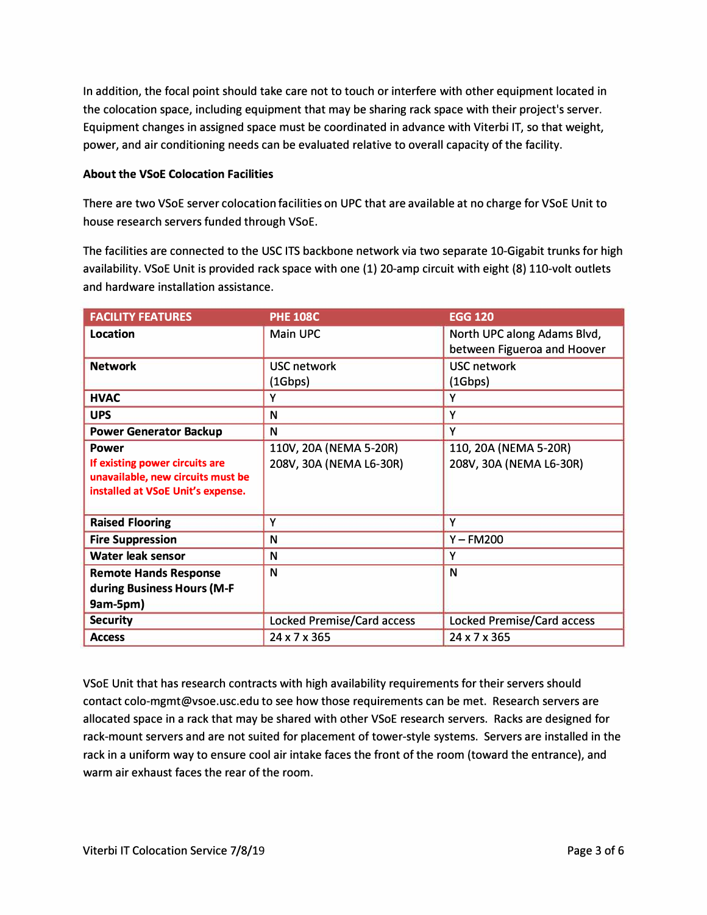In addition, the focal point should take care not to touch or interfere with other equipment located in the colocation space, including equipment that may be sharing rack space with their project's server. Equipment changes in assigned space must be coordinated in advance with Viterbi IT, so that weight, power, and air conditioning needs can be evaluated relative to overall capacity of the facility.

**About the VSoE Colocation Facilities**

There are two VSoE server colocation facilities on UPC that are available at no charge for VSoE Unit to house research servers funded through VSoE.

The facilities are connected to the USC ITS backbone network via two separate 10-Gigabit trunks for high availability. VSoE Unit is provided rack space with one (1) 20-amp circuit with eight (8) 110-volt outlets and hardware installation assistance.

| FACILITY FEATURES | PHE 108C | EGG 120 |
| --- | --- | --- |
| **Location** | Main UPC | North UPC along Adams Blvd, between Figueroa and Hoover |
| **Network** | USC network (1Gbps) | USC network (1Gbps) |
| **HVAC** | Y | Y |
| **UPS** | N | Y |
| **Power Generator Backup** | N | Y |
| **Power** **If existing power circuits are unavailable, new circuits must be installed at VSoE Unit's expense.** | 110V, 20A (NEMA 5-20R) 208V, 30A (NEMA L6-30R) | 110, 20A (NEMA 5-20R) 208V, 30A (NEMA L6-30R) |
| **Raised Flooring** | Y | Y |
| **Fire Suppression** | N | Y – FM200 |
| **Water leak sensor** | N | Y |
| **Remote Hands Response during Business Hours (M-F 9am-5pm)** | N | N |
| **Security** | Locked Premise/Card access | Locked Premise/Card access |
| **Access** | 24 x 7 x 365 | 24 x 7 x 365 |

VSoE Unit that has research contracts with high availability requirements for their servers should contact colo-mgmt@vsoe.usc.edu to see how those requirements can be met. Research servers are allocated space in a rack that may be shared with other VSoE research servers. Racks are designed for rack-mount servers and are not suited for placement of tower-style systems. Servers are installed in the rack in a uniform way to ensure cool air intake faces the front of the room (toward the entrance), and warm air exhaust faces the rear of the room.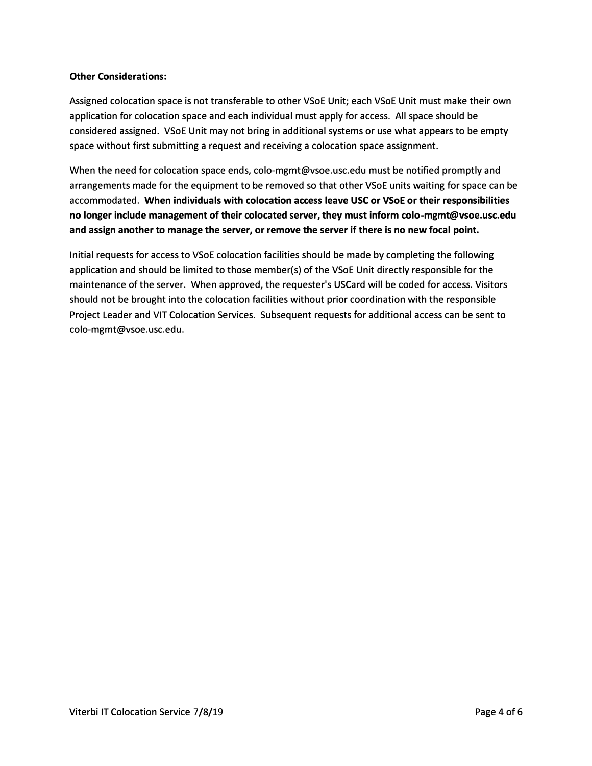**Other Considerations:**

Assigned colocation space is not transferable to other VSoE Unit; each VSoE Unit must make their own application for colocation space and each individual must apply for access. All space should be considered assigned. VSoE Unit may not bring in additional systems or use what appears to be empty space without first submitting a request and receiving a colocation space assignment.

When the need for colocation space ends, colo-mgmt@vsoe.usc.edu must be notified promptly and arrangements made for the equipment to be removed so that other VSoE units waiting for space can be accommodated. **When individuals with colocation access leave USC or VSoE or their responsibilities no longer include management of their colocated server, they must inform colo-mgmt@vsoe.usc.edu and assign another to manage the server, or remove the server if there is no new focal point.**

Initial requests for access to VSoE colocation facilities should be made by completing the following application and should be limited to those member(s) of the VSoE Unit directly responsible for the maintenance of the server. When approved, the requester's USCard will be coded for access. Visitors should not be brought into the colocation facilities without prior coordination with the responsible Project Leader and VIT Colocation Services. Subsequent requests for additional access can be sent to colo-mgmt@vsoe.usc.edu.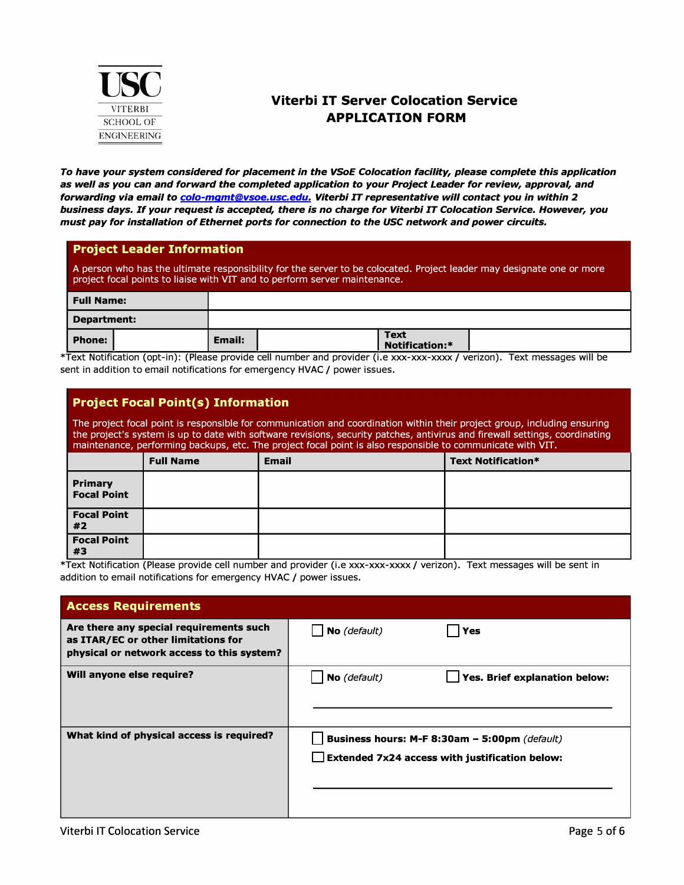USC VITERBI SCHOOL OF ENGINEERING

# Viterbi IT Server Colocation Service APPLICATION FORM

***To have your system considered for placement in the VSoE Colocation facility, please complete this application as well as you can and forward the completed application to your Project Leader for review, approval, and forwarding via email to [colo-mgmt@vsoe.usc.edu](mailto:colo-mgmt@vsoe.usc.edu). Viterbi IT representative will contact you in within 2 business days. If your request is accepted, there is no charge for Viterbi IT Colocation Service. However, you must pay for installation of Ethernet ports for connection to the USC network and power circuits.***

## Project Leader Information

A person who has the ultimate responsibility for the server to be colocated. Project leader may designate one or more project focal points to liaise with VIT and to perform server maintenance.

| **Full Name:** | | | | | |
|---|---|---|---|---|---|
| **Department:** | | | | | |
| **Phone:** | | **Email:** | | **Text Notification:*** | |

*Text Notification (opt-in): (Please provide cell number and provider (i.e xxx-xxx-xxxx / verizon). Text messages will be sent in addition to email notifications for emergency HVAC / power issues.

## Project Focal Point(s) Information

The project focal point is responsible for communication and coordination within their project group, including ensuring the project's system is up to date with software revisions, security patches, antivirus and firewall settings, coordinating maintenance, performing backups, etc. The project focal point is also responsible to communicate with VIT.

| | **Full Name** | **Email** | **Text Notification*** |
|---|---|---|---|
| **Primary Focal Point** | | | |
| **Focal Point #2** | | | |
| **Focal Point #3** | | | |

*Text Notification (Please provide cell number and provider (i.e xxx-xxx-xxxx / verizon). Text messages will be sent in addition to email notifications for emergency HVAC / power issues.

## Access Requirements

| | |
|---|---|
| **Are there any special requirements such as ITAR/EC or other limitations for physical or network access to this system?** | ☐ **No** *(default)* ☐ **Yes** |
| **Will anyone else require?** | ☐ **No** *(default)* ☐ **Yes. Brief explanation below:** ________________ |
| **What kind of physical access is required?** | ☐ **Business hours: M-F 8:30am – 5:00pm** *(default)* <br> ☐ **Extended 7x24 access with justification below:** ________________ |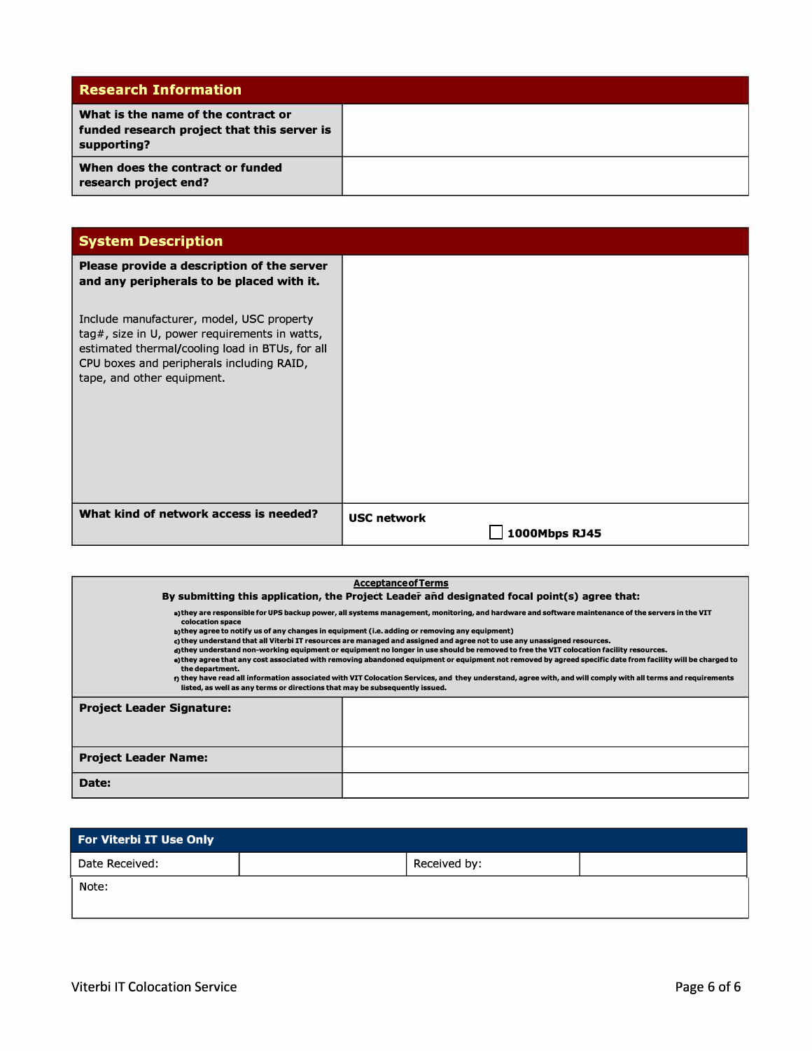| Research Information | |
|---|---|
| **What is the name of the contract or funded research project that this server is supporting?** | |
| **When does the contract or funded research project end?** | |

| System Description | |
|---|---|
| **Please provide a description of the server and any peripherals to be placed with it.**<br><br>Include manufacturer, model, USC property tag#, size in U, power requirements in watts, estimated thermal/cooling load in BTUs, for all CPU boxes and peripherals including RAID, tape, and other equipment. | |
| **What kind of network access is needed?** | **USC network**<br>☐ **1000Mbps RJ45** |

**Acceptance of Terms**

**By submitting this application, the Project Leader and designated focal point(s) agree that:**

a) they are responsible for UPS backup power, all systems management, monitoring, and hardware and software maintenance of the servers in the VIT colocation space
b) they agree to notify us of any changes in equipment (i.e. adding or removing any equipment)
c) they understand that all Viterbi IT resources are managed and assigned and agree not to use any unassigned resources.
d) they understand non-working equipment or equipment no longer in use should be removed to free the VIT colocation facility resources.
e) they agree that any cost associated with removing abandoned equipment or equipment not removed by agreed specific date from facility will be charged to the department.
f) they have read all information associated with VIT Colocation Services, and they understand, agree with, and will comply with all terms and requirements listed, as well as any terms or directions that may be subsequently issued.

| | |
|---|---|
| **Project Leader Signature:** | |
| **Project Leader Name:** | |
| **Date:** | |

| For Viterbi IT Use Only | | | |
|---|---|---|---|
| Date Received: | | Received by: | |
| Note: | | | |